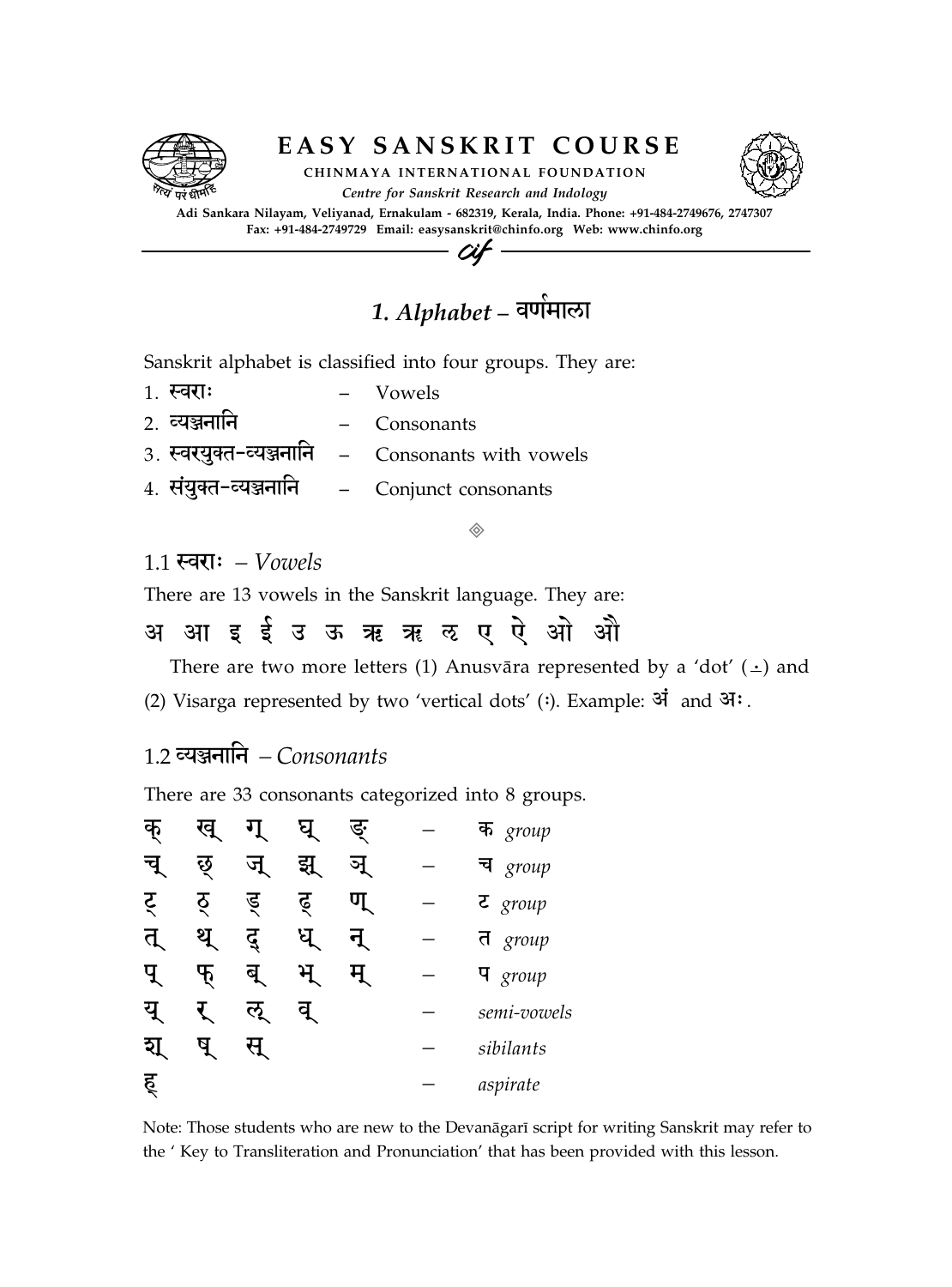# 1. *Alphabet* – वर्णमाला

Sanskrit alphabet is classified into four groups. They are:

1. स्वराः – Vowels
2. व्यञ्जनानि – Consonants
3. स्वरयुक्त-व्यञ्जनानि – Consonants with vowels
4. संयुक्त-व्यञ्जनानि – Conjunct consonants

◈

## 1.1 स्वराः – *Vowels*

There are 13 vowels in the Sanskrit language. They are:

अ आ इ ई उ ऊ ऋ ॠ ऌ ए ऐ ओ औ

There are two more letters (1) Anusvāra represented by a 'dot' (ं) and (2) Visarga represented by two 'vertical dots' (ः). Example: अं and अः.

## 1.2 व्यञ्जनानि – *Consonants*

There are 33 consonants categorized into 8 groups.

| | | | | | | |
|---|---|---|---|---|---|---|
| क् | ख् | ग् | घ् | ङ् | – | क *group* |
| च् | छ् | ज् | झ् | ञ् | – | च *group* |
| ट् | ठ् | ड् | ढ् | ण् | – | ट *group* |
| त् | थ् | द् | ध् | न् | – | त *group* |
| प् | फ् | ब् | भ् | म् | – | प *group* |
| य् | र् | ल् | व् | | – | *semi-vowels* |
| श् | ष् | स् | | | – | *sibilants* |
| ह् | | | | | – | *aspirate* |

Note: Those students who are new to the Devanāgarī script for writing Sanskrit may refer to the ' Key to Transliteration and Pronunciation' that has been provided with this lesson.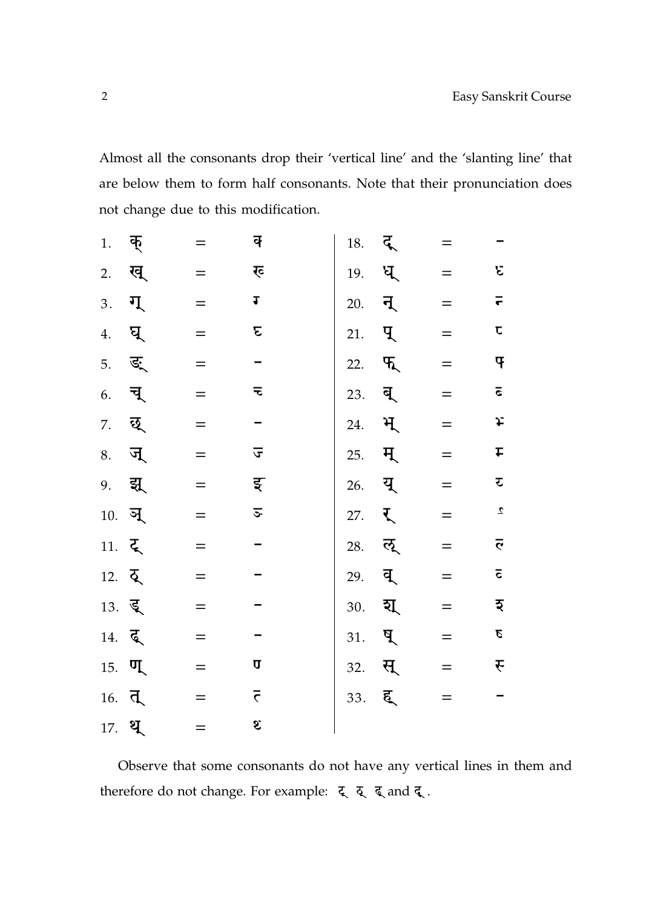Almost all the consonants drop their 'vertical line' and the 'slanting line' that are below them to form half consonants. Note that their pronunciation does not change due to this modification.

| | | | | | | | |
|---|---|---|---|---|---|---|---|
| 1. | क् | = | क | 18. | ङ् | = | – |
| 2. | ख् | = | ख | 19. | ध् | = | ध |
| 3. | ग् | = | ग | 20. | न् | = | न |
| 4. | घ् | = | घ | 21. | प् | = | प |
| 5. | ङ् | = | – | 22. | फ् | = | फ |
| 6. | च् | = | च | 23. | ब् | = | ब |
| 7. | छ् | = | – | 24. | भ् | = | भ |
| 8. | ज् | = | ज | 25. | म् | = | म |
| 9. | झ् | = | झ | 26. | य् | = | य |
| 10. | ञ् | = | ञ | 27. | र् | = | र |
| 11. | ट् | = | – | 28. | ल् | = | ल |
| 12. | ठ् | = | – | 29. | व् | = | व |
| 13. | ड् | = | – | 30. | श् | = | श |
| 14. | ढ् | = | – | 31. | ष् | = | ष |
| 15. | ण् | = | ण | 32. | स् | = | स |
| 16. | त् | = | त | 33. | ह् | = | – |
| 17. | थ् | = | थ | | | | |

Observe that some consonants do not have any vertical lines in them and therefore do not change. For example: ट् ठ् ढ् and ड्.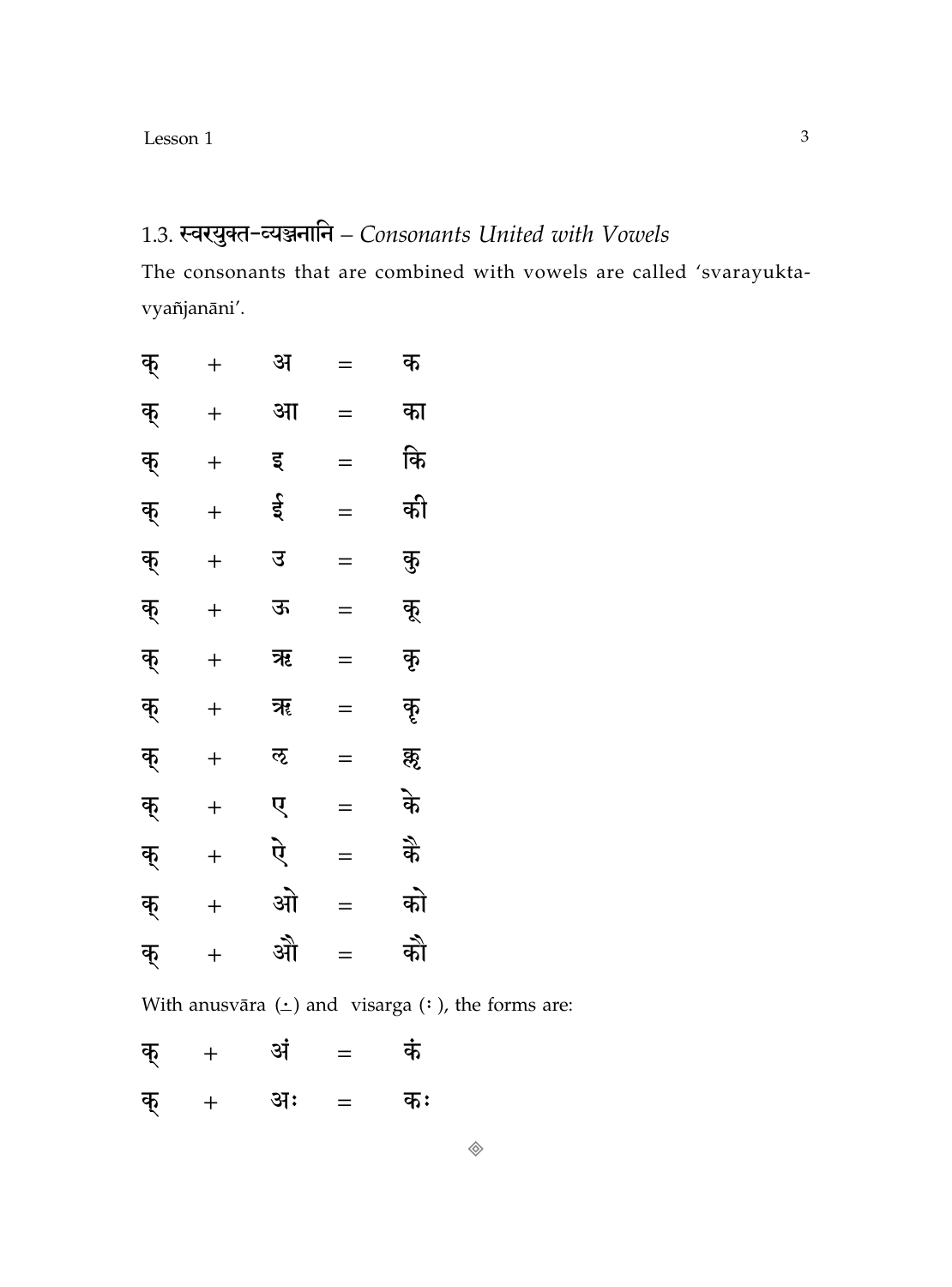## 1.3. स्वरयुक्त-व्यञ्जनानि – *Consonants United with Vowels*

The consonants that are combined with vowels are called 'svarayukta-vyañjanāni'.

क् + अ = क

क् + आ = का

क् + इ = कि

क् + ई = की

क् + उ = कु

क् + ऊ = कू

क् + ऋ = कृ

क् + ॠ = कॄ

क् + ऌ = कॢ

क् + ए = के

क् + ऐ = कै

क् + ओ = को

क् + औ = कौ

With anusvāra (◌ं) and visarga (◌ः), the forms are:

क् + अं = कं

क् + अः = कः

◈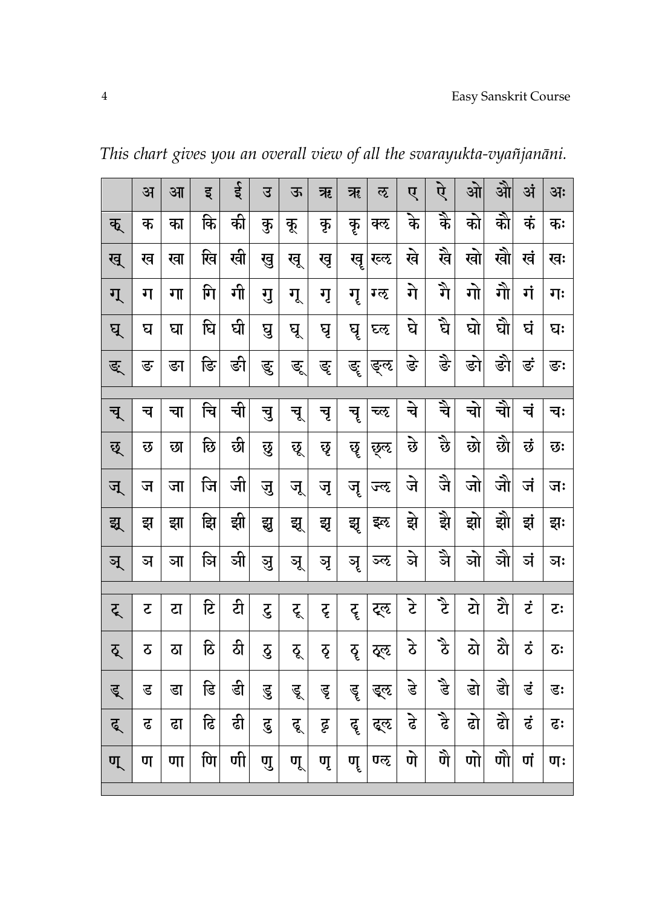*This chart gives you an overall view of all the svarayukta-vyañjanāni.*

| | अ | आ | इ | ई | उ | ऊ | ऋ | ॠ | ऌ | ए | ऐ | ओ | औ | अं | अः |
|---|---|---|---|---|---|---|---|---|---|---|---|---|---|---|---|
| क् | क | का | कि | की | कु | कू | कृ | कॄ | क्ऌ | के | कै | को | कौ | कं | कः |
| ख् | ख | खा | खि | खी | खु | खू | खृ | खॄ | ख्ऌ | खे | खै | खो | खौ | खं | खः |
| ग् | ग | गा | गि | गी | गु | गू | गृ | गॄ | ग्ऌ | गे | गै | गो | गौ | गं | गः |
| घ् | घ | घा | घि | घी | घु | घू | घृ | घॄ | घ्ऌ | घे | घै | घो | घौ | घं | घः |
| ङ् | ङ | ङा | ङि | ङी | ङु | ङू | ङृ | ङॄ | ङ्ऌ | ङे | ङै | ङो | ङौ | ङं | ङः |
| | | | | | | | | | | | | | | | |
| च् | च | चा | चि | ची | चु | चू | चृ | चॄ | च्ऌ | चे | चै | चो | चौ | चं | चः |
| छ् | छ | छा | छि | छी | छु | छू | छृ | छॄ | छ्ऌ | छे | छै | छो | छौ | छं | छः |
| ज् | ज | जा | जि | जी | जु | जू | जृ | जॄ | ज्ऌ | जे | जै | जो | जौ | जं | जः |
| झ् | झ | झा | झि | झी | झु | झू | झृ | झॄ | झ्ऌ | झे | झै | झो | झौ | झं | झः |
| ञ् | ञ | ञा | ञि | ञी | ञु | ञू | ञृ | ञॄ | ञ्ऌ | ञे | ञै | ञो | ञौ | ञं | ञः |
| | | | | | | | | | | | | | | | |
| ट् | ट | टा | टि | टी | टु | टू | टृ | टॄ | ट्ऌ | टे | टै | टो | टौ | टं | टः |
| ठ् | ठ | ठा | ठि | ठी | ठु | ठू | ठृ | ठॄ | ठ्ऌ | ठे | ठै | ठो | ठौ | ठं | ठः |
| ड् | ड | डा | डि | डी | डु | डू | डृ | डॄ | ड्ऌ | डे | डै | डो | डौ | डं | डः |
| ढ् | ढ | ढा | ढि | ढी | ढु | ढू | ढृ | ढॄ | ढ्ऌ | ढे | ढै | ढो | ढौ | ढं | ढः |
| ण् | ण | णा | णि | णी | णु | णू | णृ | णॄ | ण्ऌ | णे | णै | णो | णौ | णं | णः |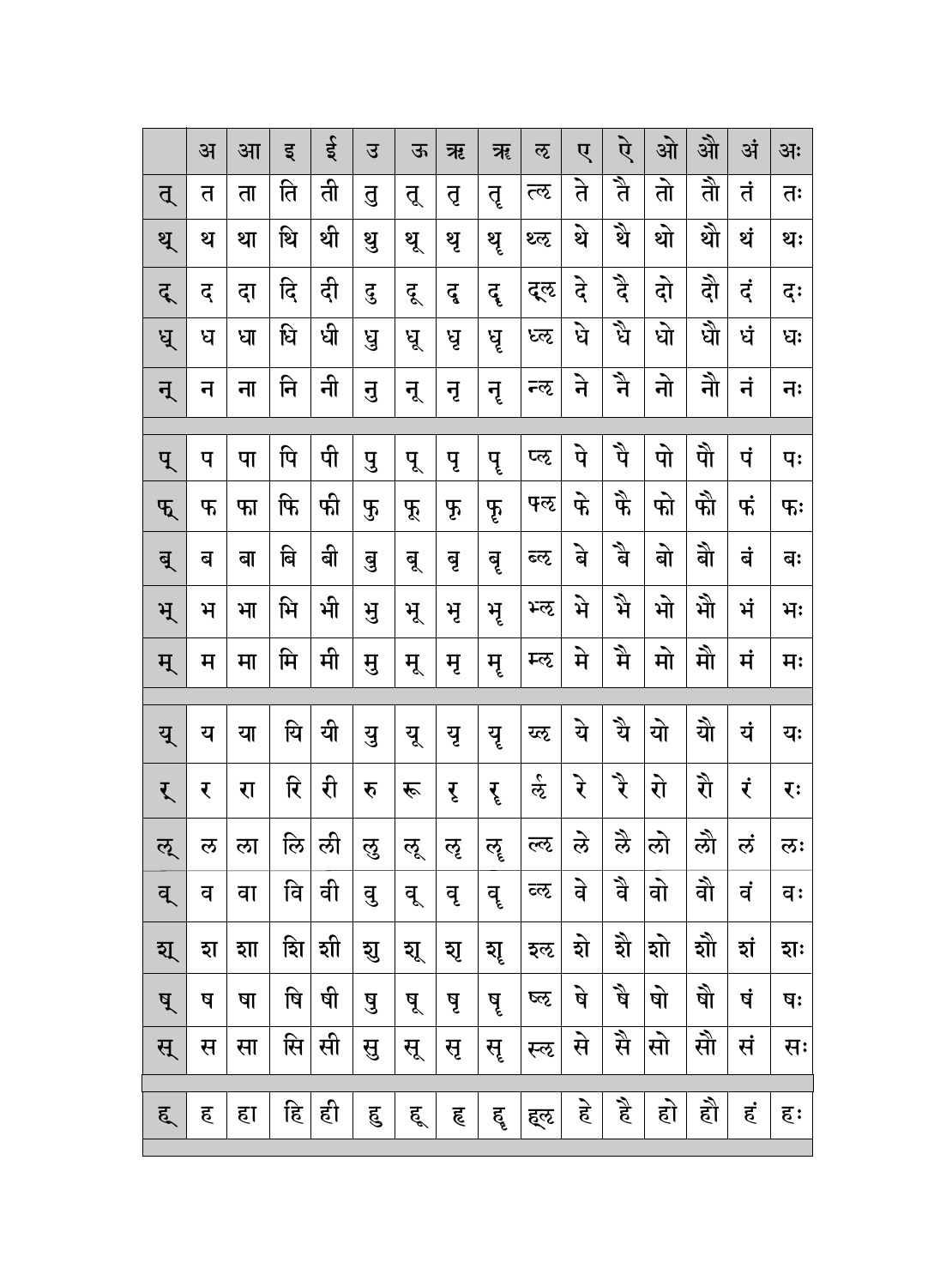| | अ | आ | इ | ई | उ | ऊ | ऋ | ॠ | ऌ | ए | ऐ | ओ | औ | अं | अः |
|---|---|---|---|---|---|---|---|---|---|---|---|---|---|---|---|
| त् | त | ता | ति | ती | तु | तू | तृ | तॄ | त्ऌ | ते | तै | तो | तौ | तं | तः |
| थ् | थ | था | थि | थी | थु | थू | थृ | थॄ | थ्ऌ | थे | थै | थो | थौ | थं | थः |
| द् | द | दा | दि | दी | दु | दू | दृ | दॄ | द्ऌ | दे | दै | दो | दौ | दं | दः |
| ध् | ध | धा | धि | धी | धु | धू | धृ | धॄ | ध्ऌ | धे | धै | धो | धौ | धं | धः |
| न् | न | ना | नि | नी | नु | नू | नृ | नॄ | न्ऌ | ने | नै | नो | नौ | नं | नः |
| | | | | | | | | | | | | | | | |
| प् | प | पा | पि | पी | पु | पू | पृ | पॄ | प्ऌ | पे | पै | पो | पौ | पं | पः |
| फ् | फ | फा | फि | फी | फु | फू | फृ | फॄ | फ्ऌ | फे | फै | फो | फौ | फं | फः |
| ब् | ब | बा | बि | बी | बु | बू | बृ | बॄ | ब्ऌ | बे | बै | बो | बौ | बं | बः |
| भ् | भ | भा | भि | भी | भु | भू | भृ | भॄ | भ्ऌ | भे | भै | भो | भौ | भं | भः |
| म् | म | मा | मि | मी | मु | मू | मृ | मॄ | म्ऌ | मे | मै | मो | मौ | मं | मः |
| | | | | | | | | | | | | | | | |
| य् | य | या | यि | यी | यु | यू | यृ | यॄ | य्ऌ | ये | यै | यो | यौ | यं | यः |
| र् | र | रा | रि | री | रु | रू | रृ | रॄ | र्ऌ | रे | रै | रो | रौ | रं | रः |
| ल् | ल | ला | लि | ली | लु | लू | लृ | लॄ | ल्ऌ | ले | लै | लो | लौ | लं | लः |
| व् | व | वा | वि | वी | वु | वू | वृ | वॄ | व्ऌ | वे | वै | वो | वौ | वं | वः |
| श् | श | शा | शि | शी | शु | शू | शृ | शॄ | श्ऌ | शे | शै | शो | शौ | शं | शः |
| ष् | ष | षा | षि | षी | षु | षू | षृ | षॄ | ष्ऌ | षे | षै | षो | षौ | षं | षः |
| स् | स | सा | सि | सी | सु | सू | सृ | सॄ | स्ऌ | से | सै | सो | सौ | सं | सः |
| | | | | | | | | | | | | | | | |
| ह् | ह | हा | हि | ही | हु | हू | हृ | हॄ | ह्ऌ | हे | है | हो | हौ | हं | हः |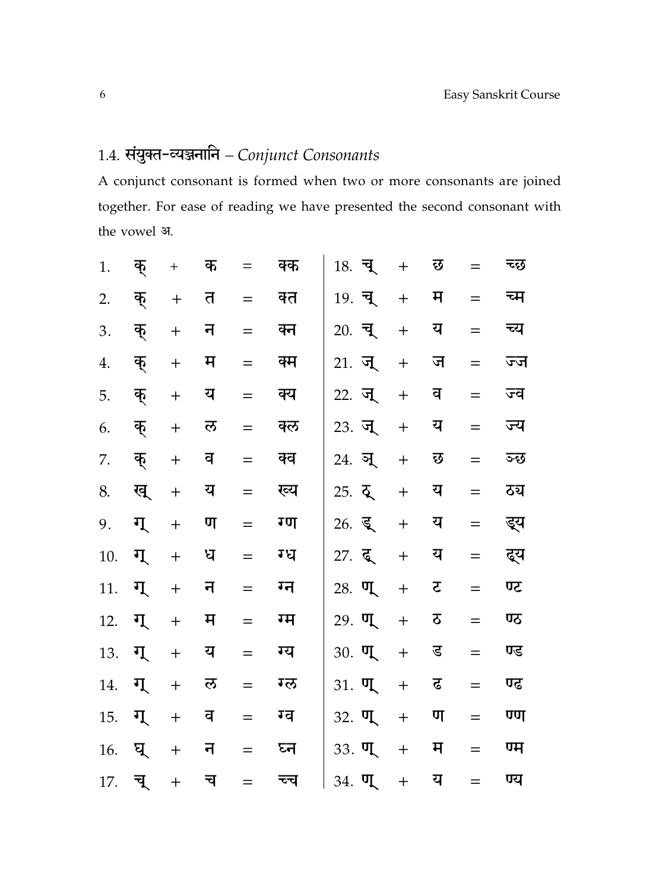## 1.4. संयुक्त-व्यञ्जनानि – *Conjunct Consonants*

A conjunct consonant is formed when two or more consonants are joined together. For ease of reading we have presented the second consonant with the vowel अ.

1. क् + क = क्क
2. क् + त = क्त
3. क् + न = क्न
4. क् + म = क्म
5. क् + य = क्य
6. क् + ल = क्ल
7. क् + व = क्व
8. ख् + य = ख्य
9. ग् + ण = ग्ण
10. ग् + ध = ग्ध
11. ग् + न = ग्न
12. ग् + म = ग्म
13. ग् + य = ग्य
14. ग् + ल = ग्ल
15. ग् + व = ग्व
16. घ् + न = घ्न
17. च् + च = च्च
18. च् + छ = च्छ
19. च् + म = च्म
20. च् + य = च्य
21. ज् + ज = ज्ज
22. ज् + व = ज्व
23. ज् + य = ज्य
24. ञ् + छ = ञ्छ
25. ठ् + य = ठ्य
26. ड् + य = ड्य
27. ढ् + य = ढ्य
28. ण् + ट = ण्ट
29. ण् + ठ = ण्ठ
30. ण् + ड = ण्ड
31. ण् + ढ = ण्ढ
32. ण् + ण = ण्ण
33. ण् + म = ण्म
34. ण् + य = ण्य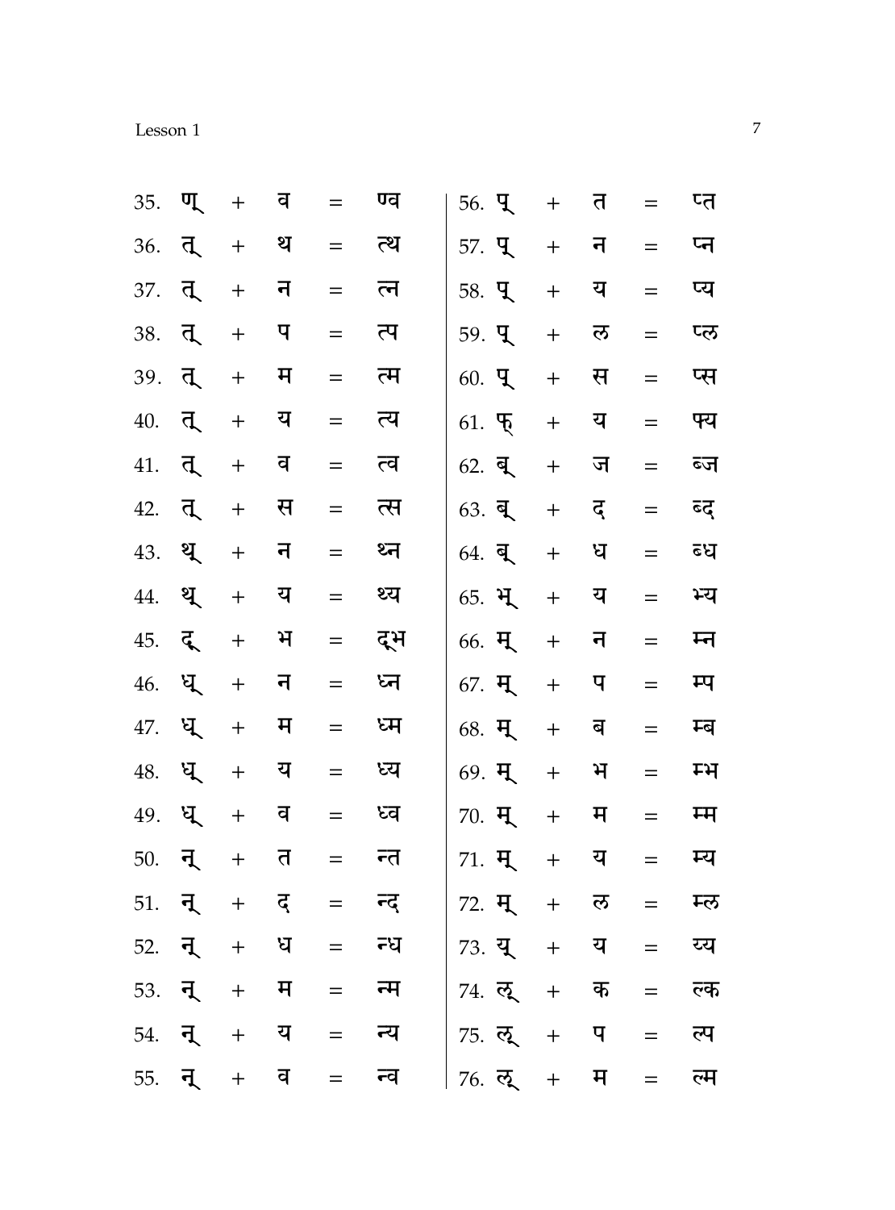35. ण् + व = ण्व
36. त् + थ = त्थ
37. त् + न = त्न
38. त् + प = त्प
39. त् + म = त्म
40. त् + य = त्य
41. त् + व = त्व
42. त् + स = त्स
43. थ् + न = थ्न
44. थ् + य = थ्य
45. द् + भ = द्भ
46. ध् + न = ध्न
47. ध् + म = ध्म
48. ध् + य = ध्य
49. ध् + व = ध्व
50. न् + त = न्त
51. न् + द = न्द
52. न् + ध = न्ध
53. न् + म = न्म
54. न् + य = न्य
55. न् + व = न्व
56. प् + त = प्त
57. प् + न = प्न
58. प् + य = प्य
59. प् + ल = प्ल
60. प् + स = प्स
61. फ् + य = फ्य
62. ब् + ज = ब्ज
63. ब् + द = ब्द
64. ब् + ध = ब्ध
65. भ् + य = भ्य
66. म् + न = म्न
67. म् + प = म्प
68. म् + ब = म्ब
69. म् + भ = म्भ
70. म् + म = म्म
71. म् + य = म्य
72. म् + ल = म्ल
73. य् + य = य्य
74. ल् + क = ल्क
75. ल् + प = ल्प
76. ल् + म = ल्म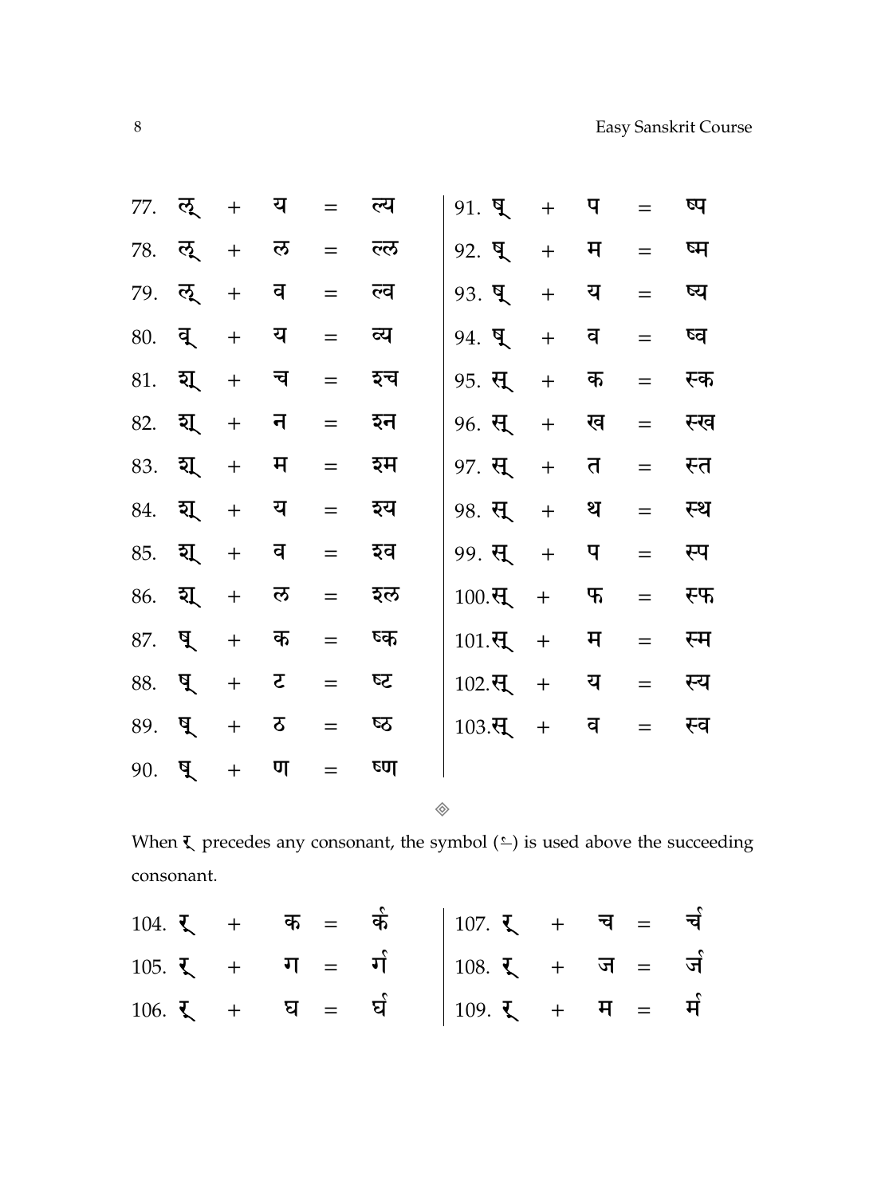77. ल्  +  य  =  ल्य

78. ल्  +  ल  =  ल्ल

79. ल्  +  व  =  ल्व

80. व्  +  य  =  व्य

81. श्  +  च  =  श्च

82. श्  +  न  =  श्न

83. श्  +  म  =  श्म

84. श्  +  य  =  श्य

85. श्  +  व  =  श्व

86. श्  +  ल  =  श्ल

87. ष्  +  क  =  ष्क

88. ष्  +  ट  =  ष्ट

89. ष्  +  ठ  =  ष्ठ

90. ष्  +  ण  =  ष्ण

91. ष्  +  प  =  ष्प

92. ष्  +  म  =  ष्म

93. ष्  +  य  =  ष्य

94. ष्  +  व  =  ष्व

95. स्  +  क  =  स्क

96. स्  +  ख  =  स्ख

97. स्  +  त  =  स्त

98. स्  +  थ  =  स्थ

99. स्  +  प  =  स्प

100. स्  +  फ  =  स्फ

101. स्  +  म  =  स्म

102. स्  +  य  =  स्य

103. स्  +  व  =  स्व

◈

When र् precedes any consonant, the symbol (र्) is used above the succeeding consonant.

104. र्  +  क  =  र्क

105. र्  +  ग  =  र्ग

106. र्  +  घ  =  र्घ

107. र्  +  च  =  र्च

108. र्  +  ज  =  र्ज

109. र्  +  म  =  र्म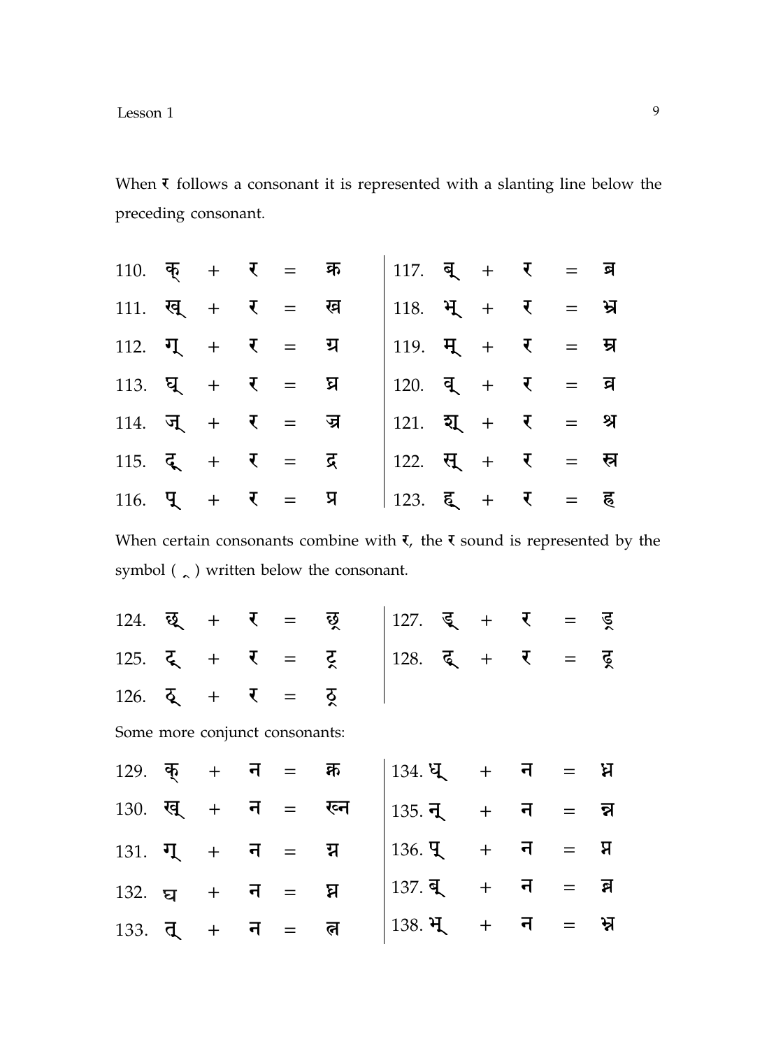When र follows a consonant it is represented with a slanting line below the preceding consonant.

| | | | | | | | | | | | |
|---|---|---|---|---|---|---|---|---|---|---|---|
| 110. | क् | + | र | = | क्र | 117. | ब् | + | र | = | ब्र |
| 111. | ख् | + | र | = | ख्र | 118. | भ् | + | र | = | भ्र |
| 112. | ग् | + | र | = | ग्र | 119. | म् | + | र | = | म्र |
| 113. | घ् | + | र | = | घ्र | 120. | व् | + | र | = | व्र |
| 114. | ज् | + | र | = | ज्र | 121. | श् | + | र | = | श्र |
| 115. | द् | + | र | = | द्र | 122. | स् | + | र | = | स्र |
| 116. | प् | + | र | = | प्र | 123. | ह् | + | र | = | ह्र |

When certain consonants combine with र, the र sound is represented by the symbol ( ्र ) written below the consonant.

| | | | | | | | | | | | |
|---|---|---|---|---|---|---|---|---|---|---|---|
| 124. | छ् | + | र | = | छ्र | 127. | ड् | + | र | = | ड्र |
| 125. | ट् | + | र | = | ट्र | 128. | ढ् | + | र | = | ढ्र |
| 126. | ठ् | + | र | = | ठ्र | | | | | | |

Some more conjunct consonants:

| | | | | | | | | | | | |
|---|---|---|---|---|---|---|---|---|---|---|---|
| 129. | क् | + | न | = | क्न | 134. | ध् | + | न | = | ध्न |
| 130. | ख् | + | न | = | ख्न | 135. | न् | + | न | = | न्न |
| 131. | ग् | + | न | = | ग्न | 136. | प् | + | न | = | प्न |
| 132. | घ | + | न | = | घ्न | 137. | ब् | + | न | = | ब्न |
| 133. | त् | + | न | = | त्न | 138. | भ् | + | न | = | भ्न |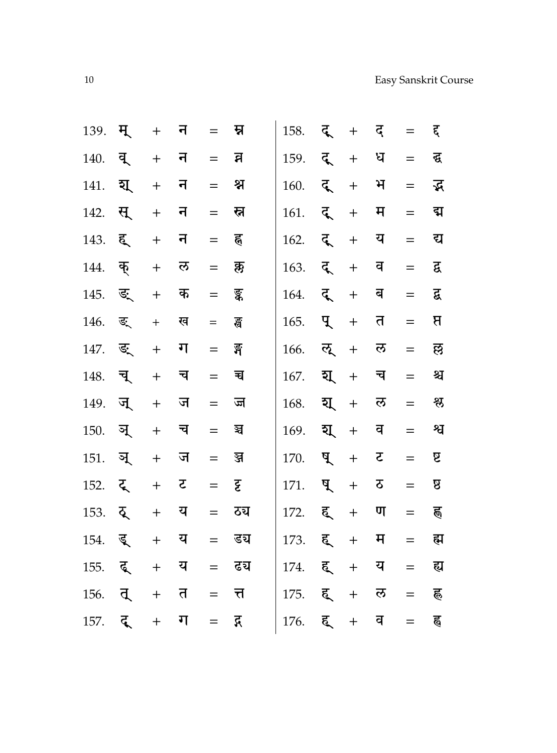139. म् + न = म्न
140. व् + न = व्न
141. श् + न = श्न
142. स् + न = स्न
143. ह् + न = ह्न
144. क् + ल = क्ल
145. ङ् + क = ङ्क
146. ङ् + ख = ङ्ख
147. ङ् + ग = ङ्ग
148. च् + च = च्च
149. ज् + ज = ज्ज
150. ञ् + च = ञ्च
151. ञ् + ज = ञ्ज
152. ट् + ट = ट्ट
153. ठ् + य = ठ्य
154. ड् + य = ड्य
155. ढ् + य = ढ्य
156. त् + त = त्त
157. द् + ग = द्ग
158. द् + द = द्द
159. द् + ध = द्ध
160. द् + भ = द्भ
161. द् + म = द्म
162. द् + य = द्य
163. द् + व = द्व
164. द् + ब = द्ब
165. प् + त = प्त
166. ल् + ल = ल्ल
167. श् + च = श्च
168. श् + ल = श्ल
169. श् + व = श्व
170. ष् + ट = ष्ट
171. ष् + ठ = ष्ठ
172. ह् + ण = ह्ण
173. ह् + म = ह्म
174. ह् + य = ह्य
175. ह् + ल = ह्ल
176. ह् + व = ह्व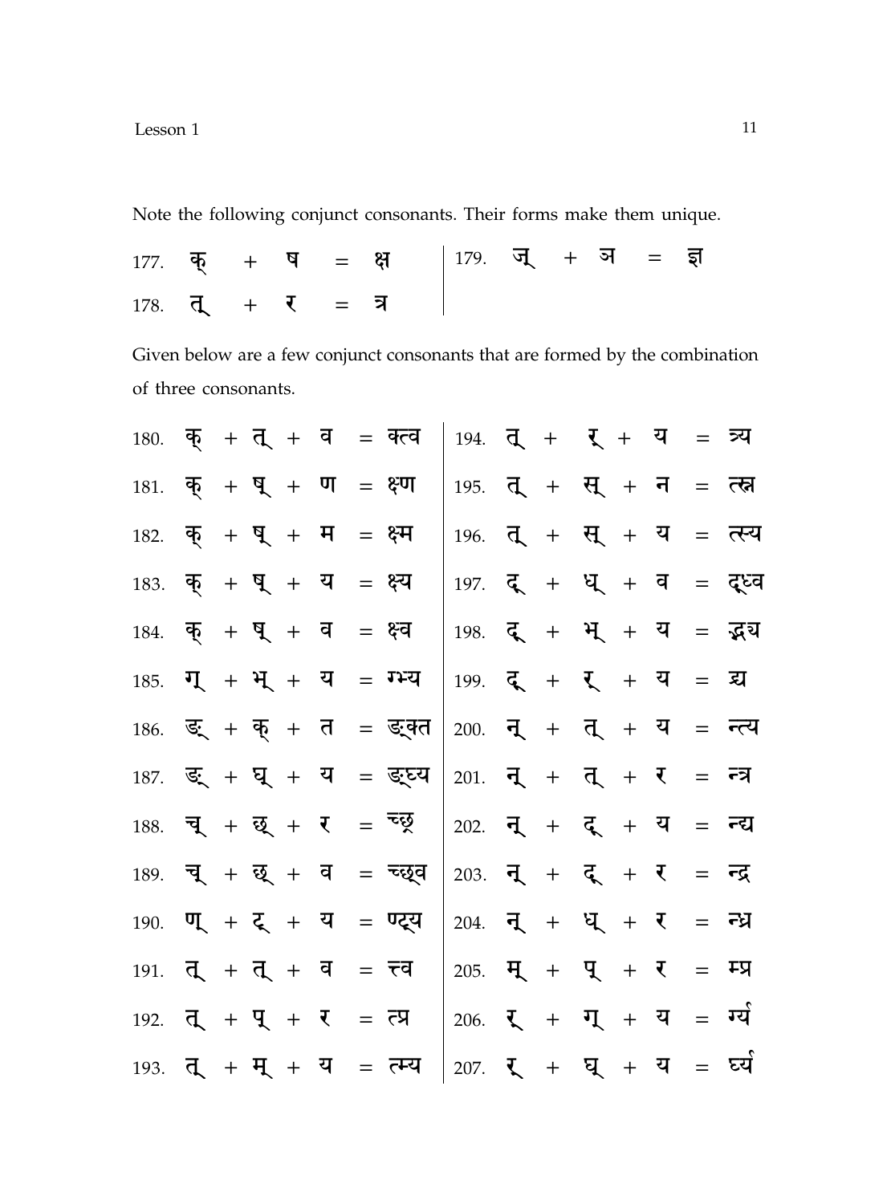Note the following conjunct consonants. Their forms make them unique.

177. क् + ष = क्ष

178. त् + र = त्र

179. ज् + ञ = ज्ञ

Given below are a few conjunct consonants that are formed by the combination of three consonants.

180. क् + त् + व = क्त्व

181. क् + ष् + ण = क्ष्ण

182. क् + ष् + म = क्ष्म

183. क् + ष् + य = क्ष्य

184. क् + ष् + व = क्ष्व

185. ग् + भ् + य = ग्भ्य

186. ङ् + क् + त = ङ्क्त

187. ङ् + घ् + य = ङ्घ्य

188. च् + छ् + र = च्छ्र

189. च् + छ् + व = च्छ्व

190. ण् + ट् + य = ण्ट्य

191. त् + त् + व = त्त्व

192. त् + प् + र = त्प्र

193. त् + म् + य = त्म्य

194. त् + र् + य = त्र्य

195. त् + स् + न = त्स्न

196. त् + स् + य = त्स्य

197. द् + ध् + व = द्ध्व

198. द् + भ् + य = द्भ्य

199. द् + र् + य = द्र्य

200. न् + त् + य = न्त्य

201. न् + त् + र = न्त्र

202. न् + द् + य = न्द्य

203. न् + द् + र = न्द्र

204. न् + ध् + र = न्ध्र

205. म् + प् + र = म्प्र

206. र् + ग् + य = र्ग्य

207. र् + घ् + य = र्घ्य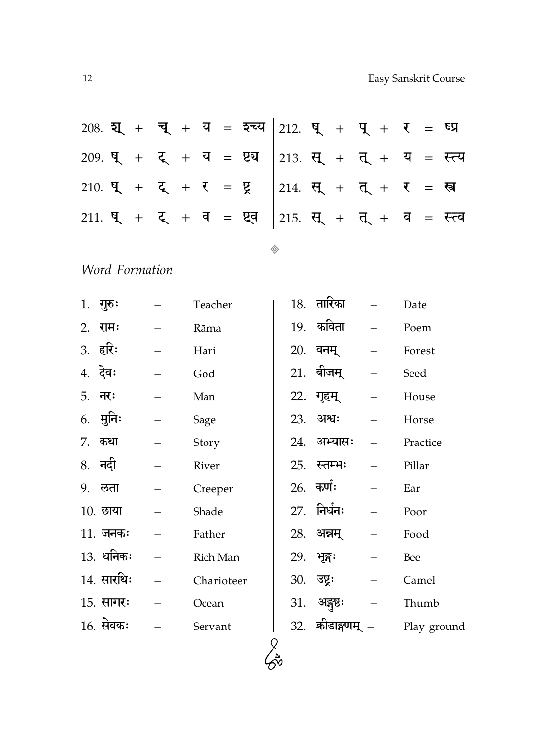| | | | | | | | | | | | | | | | | | |
|---|---|---|---|---|---|---|---|---|---|---|---|---|---|---|---|---|---|
| 208. | श् | + | च् | + | य | = | श्च्य | | 212. | ष् | + | प् | + | र | = | ष्प्र |
| 209. | ष् | + | ट् | + | य | = | ष्ट्य | | 213. | स् | + | त् | + | य | = | स्त्य |
| 210. | ष् | + | ट् | + | र | = | ष्ट्र | | 214. | स् | + | त् | + | र | = | स्त्र |
| 211. | ष् | + | ट् | + | व | = | ष्ट्व | | 215. | स् | + | त् | + | व | = | स्त्व |

◈

*Word Formation*

| | | | |
|---|---|---|---|
| 1. | गुरुः | – | Teacher |
| 2. | रामः | – | Rāma |
| 3. | हरिः | – | Hari |
| 4. | देवः | – | God |
| 5. | नरः | – | Man |
| 6. | मुनिः | – | Sage |
| 7. | कथा | – | Story |
| 8. | नदी | – | River |
| 9. | लता | – | Creeper |
| 10. | छाया | – | Shade |
| 11. | जनकः | – | Father |
| 13. | धनिकः | – | Rich Man |
| 14. | सारथिः | – | Charioteer |
| 15. | सागरः | – | Ocean |
| 16. | सेवकः | – | Servant |
| 18. | तारिका | – | Date |
| 19. | कविता | – | Poem |
| 20. | वनम् | – | Forest |
| 21. | बीजम् | – | Seed |
| 22. | गृहम् | – | House |
| 23. | अश्वः | – | Horse |
| 24. | अभ्यासः | – | Practice |
| 25. | स्तम्भः | – | Pillar |
| 26. | कर्णः | – | Ear |
| 27. | निर्धनः | – | Poor |
| 28. | अन्नम् | – | Food |
| 29. | भृङ्गः | – | Bee |
| 30. | उष्ट्रः | – | Camel |
| 31. | अङ्गुष्ठः | – | Thumb |
| 32. | क्रीडाङ्गणम् | – | Play ground |